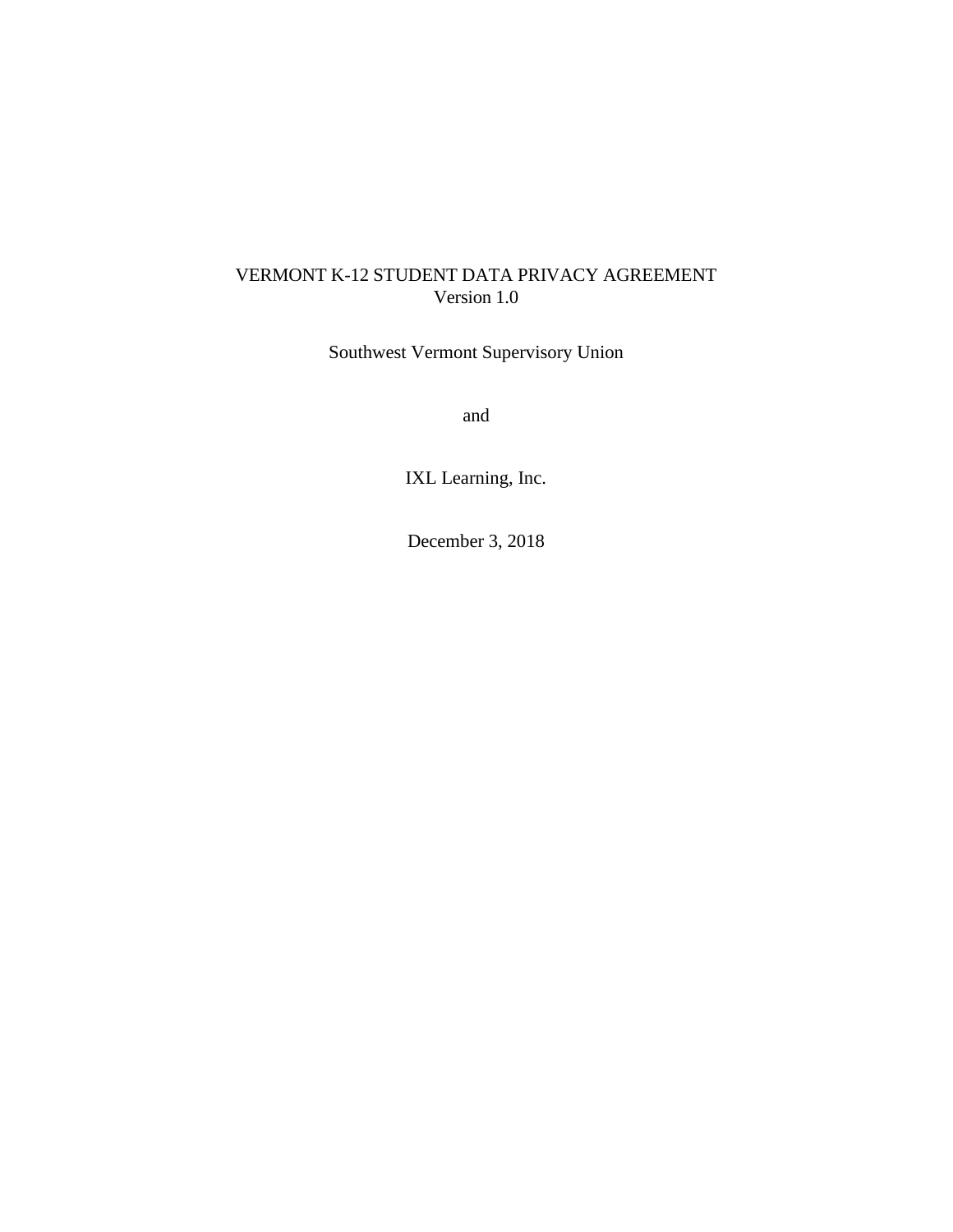# VERMONT K-12 STUDENT DATA PRIVACY AGREEMENT
Version 1.0

Southwest Vermont Supervisory Union

and

IXL Learning, Inc.

December 3, 2018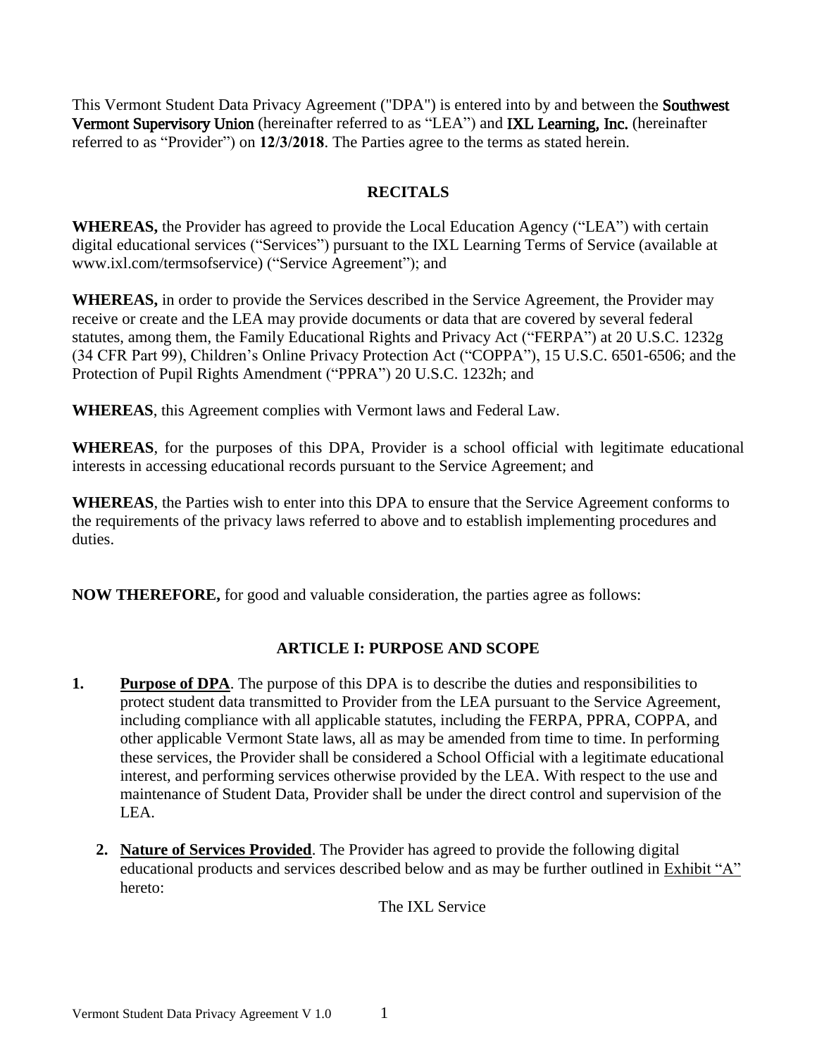This Vermont Student Data Privacy Agreement ("DPA") is entered into by and between the **Southwest Vermont Supervisory Union** (hereinafter referred to as "LEA") and **IXL Learning, Inc.** (hereinafter referred to as "Provider") on **12/3/2018**. The Parties agree to the terms as stated herein.

## RECITALS

**WHEREAS,** the Provider has agreed to provide the Local Education Agency ("LEA") with certain digital educational services ("Services") pursuant to the IXL Learning Terms of Service (available at www.ixl.com/termsofservice) ("Service Agreement"); and

**WHEREAS,** in order to provide the Services described in the Service Agreement, the Provider may receive or create and the LEA may provide documents or data that are covered by several federal statutes, among them, the Family Educational Rights and Privacy Act ("FERPA") at 20 U.S.C. 1232g (34 CFR Part 99), Children's Online Privacy Protection Act ("COPPA"), 15 U.S.C. 6501-6506; and the Protection of Pupil Rights Amendment ("PPRA") 20 U.S.C. 1232h; and

**WHEREAS**, this Agreement complies with Vermont laws and Federal Law.

**WHEREAS**, for the purposes of this DPA, Provider is a school official with legitimate educational interests in accessing educational records pursuant to the Service Agreement; and

**WHEREAS**, the Parties wish to enter into this DPA to ensure that the Service Agreement conforms to the requirements of the privacy laws referred to above and to establish implementing procedures and duties.

**NOW THEREFORE,** for good and valuable consideration, the parties agree as follows:

## ARTICLE I: PURPOSE AND SCOPE

1. **Purpose of DPA**. The purpose of this DPA is to describe the duties and responsibilities to protect student data transmitted to Provider from the LEA pursuant to the Service Agreement, including compliance with all applicable statutes, including the FERPA, PPRA, COPPA, and other applicable Vermont State laws, all as may be amended from time to time. In performing these services, the Provider shall be considered a School Official with a legitimate educational interest, and performing services otherwise provided by the LEA. With respect to the use and maintenance of Student Data, Provider shall be under the direct control and supervision of the LEA.

2. **Nature of Services Provided**. The Provider has agreed to provide the following digital educational products and services described below and as may be further outlined in Exhibit "A" hereto:

   The IXL Service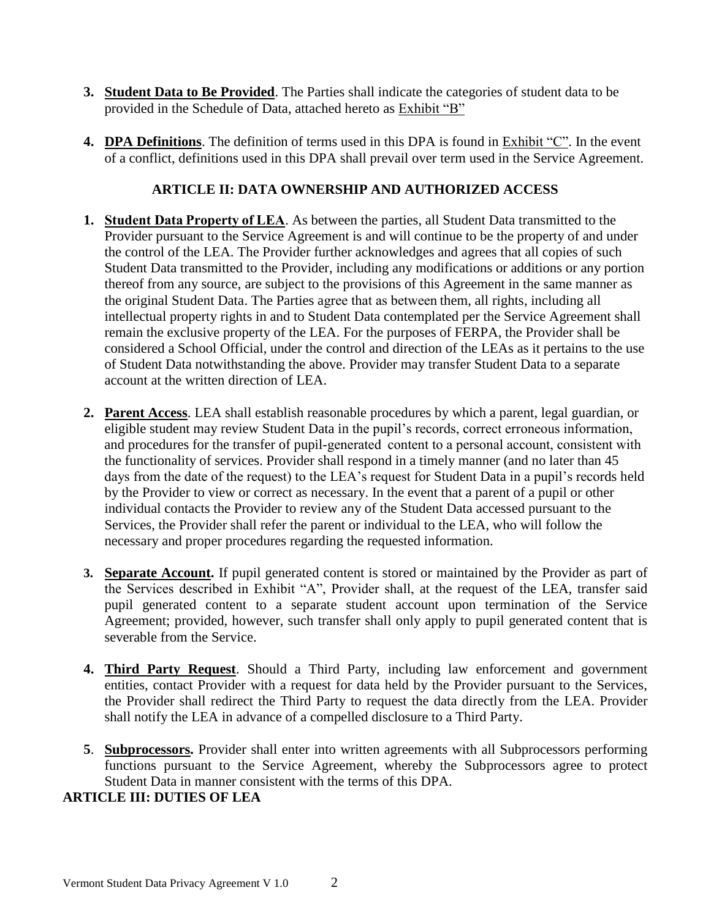3. **Student Data to Be Provided**. The Parties shall indicate the categories of student data to be provided in the Schedule of Data, attached hereto as Exhibit "B"

4. **DPA Definitions**. The definition of terms used in this DPA is found in Exhibit "C". In the event of a conflict, definitions used in this DPA shall prevail over term used in the Service Agreement.

## ARTICLE II: DATA OWNERSHIP AND AUTHORIZED ACCESS

1. **Student Data Property of LEA**. As between the parties, all Student Data transmitted to the Provider pursuant to the Service Agreement is and will continue to be the property of and under the control of the LEA. The Provider further acknowledges and agrees that all copies of such Student Data transmitted to the Provider, including any modifications or additions or any portion thereof from any source, are subject to the provisions of this Agreement in the same manner as the original Student Data. The Parties agree that as between them, all rights, including all intellectual property rights in and to Student Data contemplated per the Service Agreement shall remain the exclusive property of the LEA. For the purposes of FERPA, the Provider shall be considered a School Official, under the control and direction of the LEAs as it pertains to the use of Student Data notwithstanding the above. Provider may transfer Student Data to a separate account at the written direction of LEA.

2. **Parent Access**. LEA shall establish reasonable procedures by which a parent, legal guardian, or eligible student may review Student Data in the pupil's records, correct erroneous information, and procedures for the transfer of pupil-generated content to a personal account, consistent with the functionality of services. Provider shall respond in a timely manner (and no later than 45 days from the date of the request) to the LEA's request for Student Data in a pupil's records held by the Provider to view or correct as necessary. In the event that a parent of a pupil or other individual contacts the Provider to review any of the Student Data accessed pursuant to the Services, the Provider shall refer the parent or individual to the LEA, who will follow the necessary and proper procedures regarding the requested information.

3. **Separate Account.** If pupil generated content is stored or maintained by the Provider as part of the Services described in Exhibit "A", Provider shall, at the request of the LEA, transfer said pupil generated content to a separate student account upon termination of the Service Agreement; provided, however, such transfer shall only apply to pupil generated content that is severable from the Service.

4. **Third Party Request**. Should a Third Party, including law enforcement and government entities, contact Provider with a request for data held by the Provider pursuant to the Services, the Provider shall redirect the Third Party to request the data directly from the LEA. Provider shall notify the LEA in advance of a compelled disclosure to a Third Party.

5. **Subprocessors.** Provider shall enter into written agreements with all Subprocessors performing functions pursuant to the Service Agreement, whereby the Subprocessors agree to protect Student Data in manner consistent with the terms of this DPA.

## ARTICLE III: DUTIES OF LEA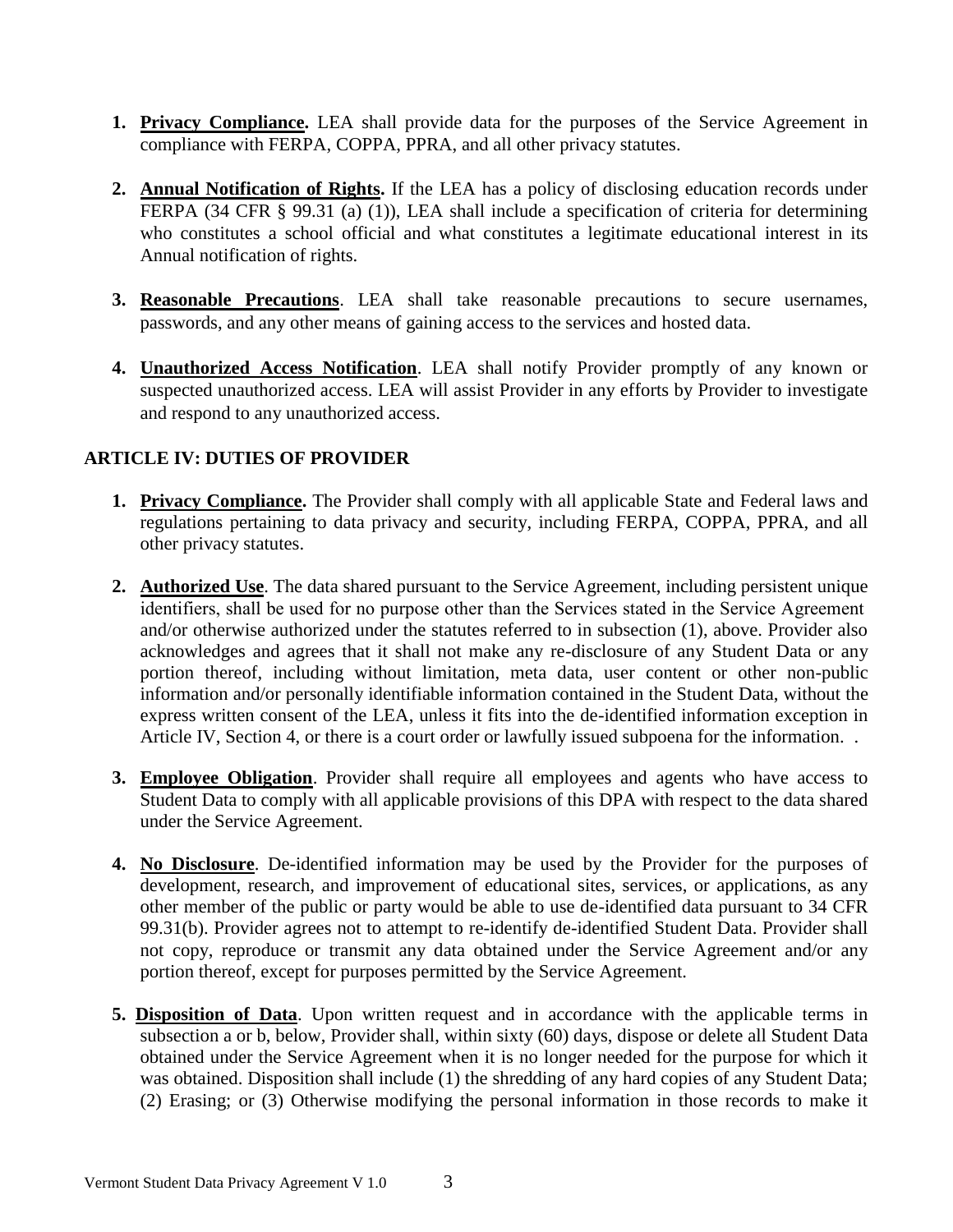1. **Privacy Compliance.** LEA shall provide data for the purposes of the Service Agreement in compliance with FERPA, COPPA, PPRA, and all other privacy statutes.

2. **Annual Notification of Rights.** If the LEA has a policy of disclosing education records under FERPA (34 CFR § 99.31 (a) (1)), LEA shall include a specification of criteria for determining who constitutes a school official and what constitutes a legitimate educational interest in its Annual notification of rights.

3. **Reasonable Precautions**. LEA shall take reasonable precautions to secure usernames, passwords, and any other means of gaining access to the services and hosted data.

4. **Unauthorized Access Notification**. LEA shall notify Provider promptly of any known or suspected unauthorized access. LEA will assist Provider in any efforts by Provider to investigate and respond to any unauthorized access.

## ARTICLE IV: DUTIES OF PROVIDER

1. **Privacy Compliance.** The Provider shall comply with all applicable State and Federal laws and regulations pertaining to data privacy and security, including FERPA, COPPA, PPRA, and all other privacy statutes.

2. **Authorized Use**. The data shared pursuant to the Service Agreement, including persistent unique identifiers, shall be used for no purpose other than the Services stated in the Service Agreement and/or otherwise authorized under the statutes referred to in subsection (1), above. Provider also acknowledges and agrees that it shall not make any re-disclosure of any Student Data or any portion thereof, including without limitation, meta data, user content or other non-public information and/or personally identifiable information contained in the Student Data, without the express written consent of the LEA, unless it fits into the de-identified information exception in Article IV, Section 4, or there is a court order or lawfully issued subpoena for the information. .

3. **Employee Obligation**. Provider shall require all employees and agents who have access to Student Data to comply with all applicable provisions of this DPA with respect to the data shared under the Service Agreement.

4. **No Disclosure**. De-identified information may be used by the Provider for the purposes of development, research, and improvement of educational sites, services, or applications, as any other member of the public or party would be able to use de-identified data pursuant to 34 CFR 99.31(b). Provider agrees not to attempt to re-identify de-identified Student Data. Provider shall not copy, reproduce or transmit any data obtained under the Service Agreement and/or any portion thereof, except for purposes permitted by the Service Agreement.

5. **Disposition of Data**. Upon written request and in accordance with the applicable terms in subsection a or b, below, Provider shall, within sixty (60) days, dispose or delete all Student Data obtained under the Service Agreement when it is no longer needed for the purpose for which it was obtained. Disposition shall include (1) the shredding of any hard copies of any Student Data; (2) Erasing; or (3) Otherwise modifying the personal information in those records to make it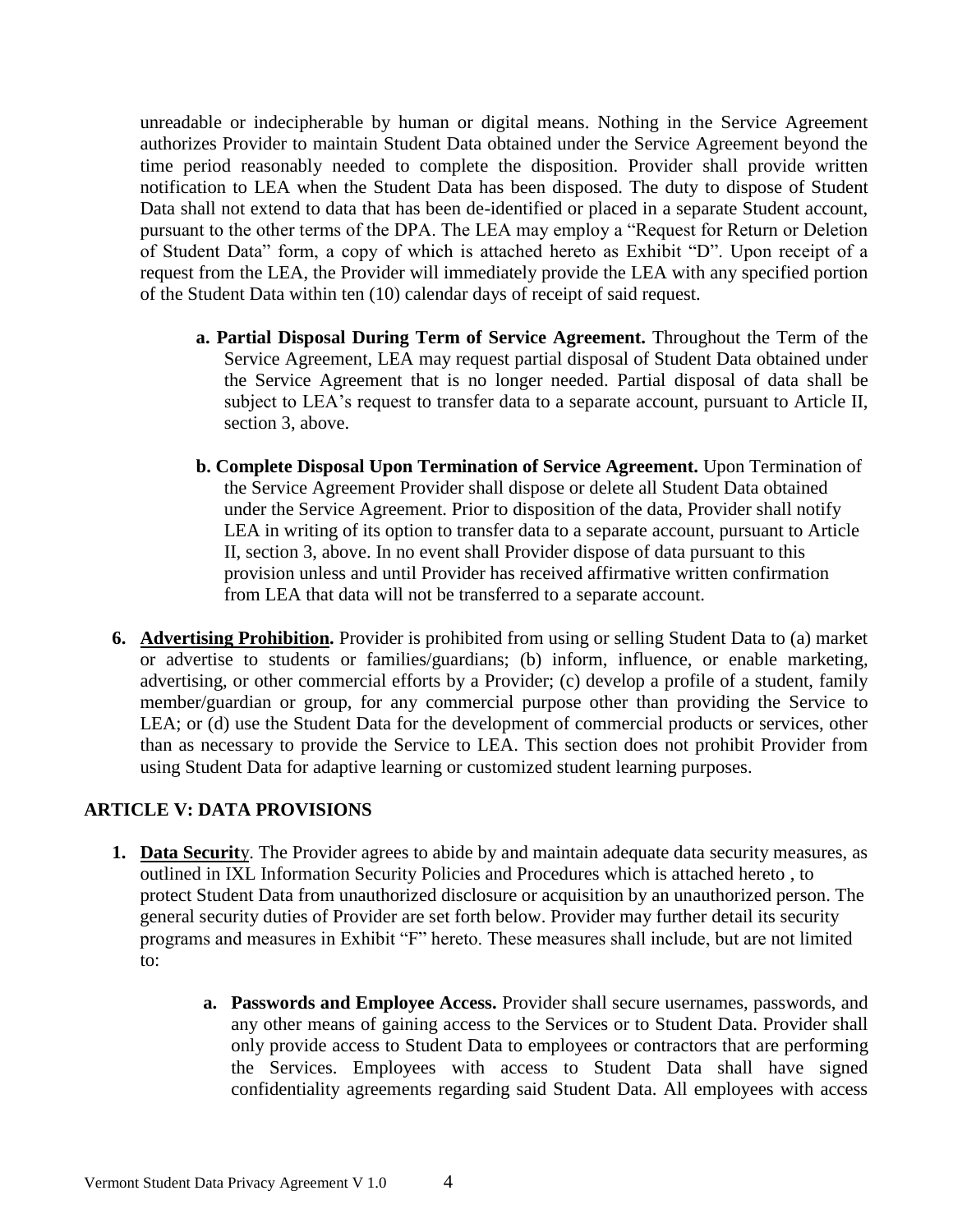unreadable or indecipherable by human or digital means. Nothing in the Service Agreement authorizes Provider to maintain Student Data obtained under the Service Agreement beyond the time period reasonably needed to complete the disposition. Provider shall provide written notification to LEA when the Student Data has been disposed. The duty to dispose of Student Data shall not extend to data that has been de-identified or placed in a separate Student account, pursuant to the other terms of the DPA. The LEA may employ a "Request for Return or Deletion of Student Data" form, a copy of which is attached hereto as Exhibit "D". Upon receipt of a request from the LEA, the Provider will immediately provide the LEA with any specified portion of the Student Data within ten (10) calendar days of receipt of said request.

- **a. Partial Disposal During Term of Service Agreement.** Throughout the Term of the Service Agreement, LEA may request partial disposal of Student Data obtained under the Service Agreement that is no longer needed. Partial disposal of data shall be subject to LEA's request to transfer data to a separate account, pursuant to Article II, section 3, above.

- **b. Complete Disposal Upon Termination of Service Agreement.** Upon Termination of the Service Agreement Provider shall dispose or delete all Student Data obtained under the Service Agreement. Prior to disposition of the data, Provider shall notify LEA in writing of its option to transfer data to a separate account, pursuant to Article II, section 3, above. In no event shall Provider dispose of data pursuant to this provision unless and until Provider has received affirmative written confirmation from LEA that data will not be transferred to a separate account.

**6. Advertising Prohibition.** Provider is prohibited from using or selling Student Data to (a) market or advertise to students or families/guardians; (b) inform, influence, or enable marketing, advertising, or other commercial efforts by a Provider; (c) develop a profile of a student, family member/guardian or group, for any commercial purpose other than providing the Service to LEA; or (d) use the Student Data for the development of commercial products or services, other than as necessary to provide the Service to LEA. This section does not prohibit Provider from using Student Data for adaptive learning or customized student learning purposes.

## ARTICLE V: DATA PROVISIONS

**1. Data Security.** The Provider agrees to abide by and maintain adequate data security measures, as outlined in IXL Information Security Policies and Procedures which is attached hereto , to protect Student Data from unauthorized disclosure or acquisition by an unauthorized person. The general security duties of Provider are set forth below. Provider may further detail its security programs and measures in Exhibit "F" hereto. These measures shall include, but are not limited to:

- **a. Passwords and Employee Access.** Provider shall secure usernames, passwords, and any other means of gaining access to the Services or to Student Data. Provider shall only provide access to Student Data to employees or contractors that are performing the Services. Employees with access to Student Data shall have signed confidentiality agreements regarding said Student Data. All employees with access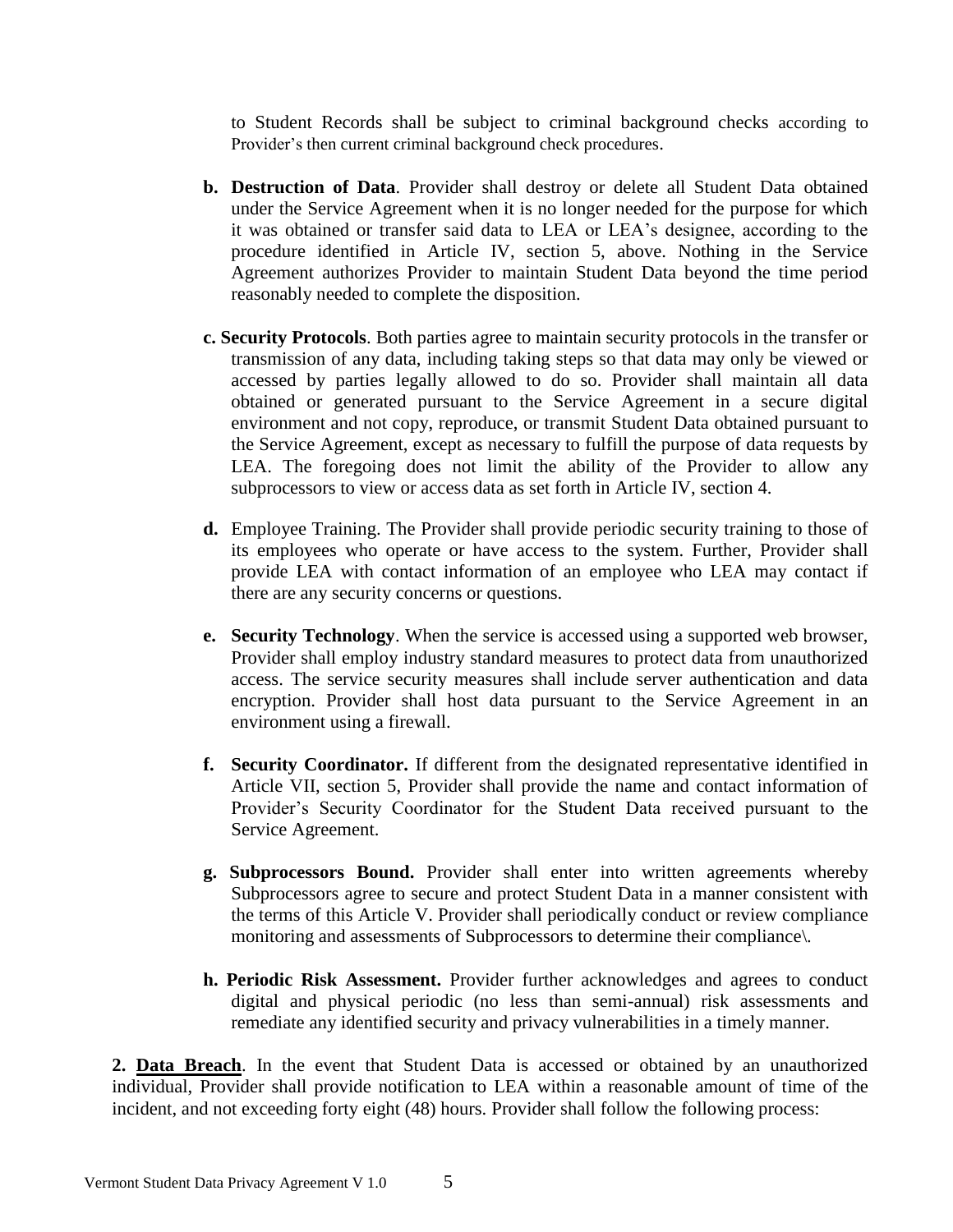to Student Records shall be subject to criminal background checks according to Provider's then current criminal background check procedures.

**b. Destruction of Data**. Provider shall destroy or delete all Student Data obtained under the Service Agreement when it is no longer needed for the purpose for which it was obtained or transfer said data to LEA or LEA's designee, according to the procedure identified in Article IV, section 5, above. Nothing in the Service Agreement authorizes Provider to maintain Student Data beyond the time period reasonably needed to complete the disposition.

**c. Security Protocols**. Both parties agree to maintain security protocols in the transfer or transmission of any data, including taking steps so that data may only be viewed or accessed by parties legally allowed to do so. Provider shall maintain all data obtained or generated pursuant to the Service Agreement in a secure digital environment and not copy, reproduce, or transmit Student Data obtained pursuant to the Service Agreement, except as necessary to fulfill the purpose of data requests by LEA. The foregoing does not limit the ability of the Provider to allow any subprocessors to view or access data as set forth in Article IV, section 4.

**d.** Employee Training. The Provider shall provide periodic security training to those of its employees who operate or have access to the system. Further, Provider shall provide LEA with contact information of an employee who LEA may contact if there are any security concerns or questions.

**e. Security Technology**. When the service is accessed using a supported web browser, Provider shall employ industry standard measures to protect data from unauthorized access. The service security measures shall include server authentication and data encryption. Provider shall host data pursuant to the Service Agreement in an environment using a firewall.

**f. Security Coordinator.** If different from the designated representative identified in Article VII, section 5, Provider shall provide the name and contact information of Provider's Security Coordinator for the Student Data received pursuant to the Service Agreement.

**g. Subprocessors Bound.** Provider shall enter into written agreements whereby Subprocessors agree to secure and protect Student Data in a manner consistent with the terms of this Article V. Provider shall periodically conduct or review compliance monitoring and assessments of Subprocessors to determine their compliance\.

**h. Periodic Risk Assessment.** Provider further acknowledges and agrees to conduct digital and physical periodic (no less than semi-annual) risk assessments and remediate any identified security and privacy vulnerabilities in a timely manner.

**2. <u>Data Breach</u>**. In the event that Student Data is accessed or obtained by an unauthorized individual, Provider shall provide notification to LEA within a reasonable amount of time of the incident, and not exceeding forty eight (48) hours. Provider shall follow the following process: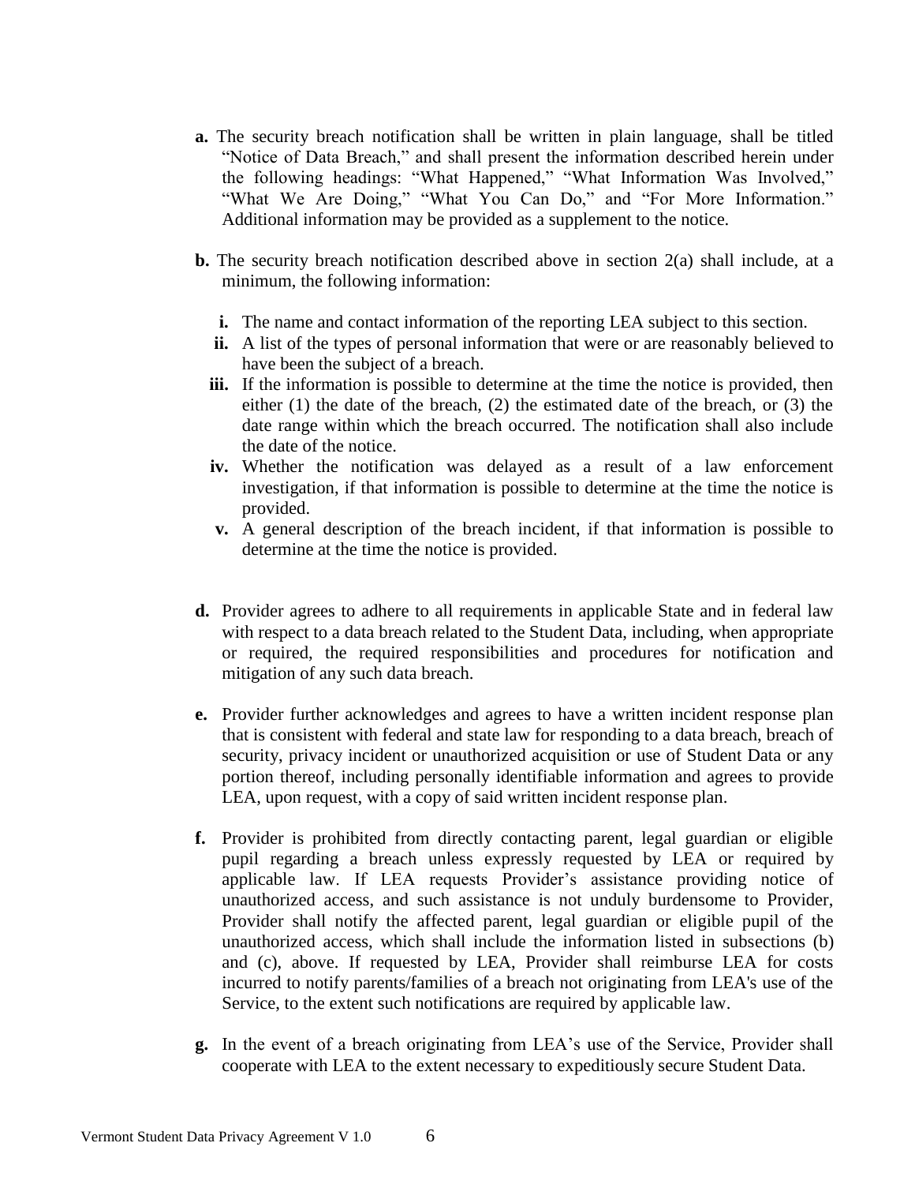**a.** The security breach notification shall be written in plain language, shall be titled "Notice of Data Breach," and shall present the information described herein under the following headings: "What Happened," "What Information Was Involved," "What We Are Doing," "What You Can Do," and "For More Information." Additional information may be provided as a supplement to the notice.

**b.** The security breach notification described above in section 2(a) shall include, at a minimum, the following information:

**i.** The name and contact information of the reporting LEA subject to this section.

**ii.** A list of the types of personal information that were or are reasonably believed to have been the subject of a breach.

**iii.** If the information is possible to determine at the time the notice is provided, then either (1) the date of the breach, (2) the estimated date of the breach, or (3) the date range within which the breach occurred. The notification shall also include the date of the notice.

**iv.** Whether the notification was delayed as a result of a law enforcement investigation, if that information is possible to determine at the time the notice is provided.

**v.** A general description of the breach incident, if that information is possible to determine at the time the notice is provided.

**d.** Provider agrees to adhere to all requirements in applicable State and in federal law with respect to a data breach related to the Student Data, including, when appropriate or required, the required responsibilities and procedures for notification and mitigation of any such data breach.

**e.** Provider further acknowledges and agrees to have a written incident response plan that is consistent with federal and state law for responding to a data breach, breach of security, privacy incident or unauthorized acquisition or use of Student Data or any portion thereof, including personally identifiable information and agrees to provide LEA, upon request, with a copy of said written incident response plan.

**f.** Provider is prohibited from directly contacting parent, legal guardian or eligible pupil regarding a breach unless expressly requested by LEA or required by applicable law. If LEA requests Provider's assistance providing notice of unauthorized access, and such assistance is not unduly burdensome to Provider, Provider shall notify the affected parent, legal guardian or eligible pupil of the unauthorized access, which shall include the information listed in subsections (b) and (c), above. If requested by LEA, Provider shall reimburse LEA for costs incurred to notify parents/families of a breach not originating from LEA's use of the Service, to the extent such notifications are required by applicable law.

**g.** In the event of a breach originating from LEA's use of the Service, Provider shall cooperate with LEA to the extent necessary to expeditiously secure Student Data.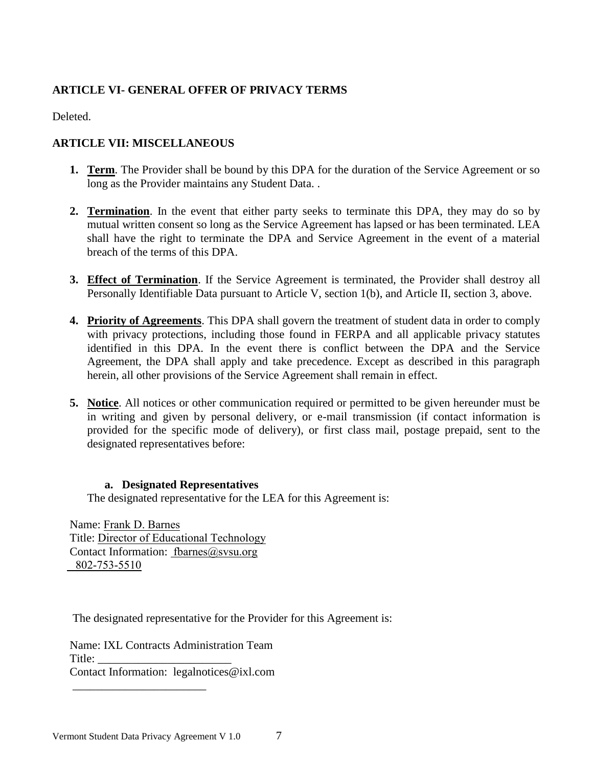**ARTICLE VI- GENERAL OFFER OF PRIVACY TERMS**

Deleted.

**ARTICLE VII: MISCELLANEOUS**

1. **Term**. The Provider shall be bound by this DPA for the duration of the Service Agreement or so long as the Provider maintains any Student Data. .

2. **Termination**. In the event that either party seeks to terminate this DPA, they may do so by mutual written consent so long as the Service Agreement has lapsed or has been terminated. LEA shall have the right to terminate the DPA and Service Agreement in the event of a material breach of the terms of this DPA.

3. **Effect of Termination**. If the Service Agreement is terminated, the Provider shall destroy all Personally Identifiable Data pursuant to Article V, section 1(b), and Article II, section 3, above.

4. **Priority of Agreements**. This DPA shall govern the treatment of student data in order to comply with privacy protections, including those found in FERPA and all applicable privacy statutes identified in this DPA. In the event there is conflict between the DPA and the Service Agreement, the DPA shall apply and take precedence. Except as described in this paragraph herein, all other provisions of the Service Agreement shall remain in effect.

5. **Notice**. All notices or other communication required or permitted to be given hereunder must be in writing and given by personal delivery, or e-mail transmission (if contact information is provided for the specific mode of delivery), or first class mail, postage prepaid, sent to the designated representatives before:

   a. **Designated Representatives**

   The designated representative for the LEA for this Agreement is:

Name: Frank D. Barnes
Title: Director of Educational Technology
Contact Information: fbarnes@svsu.org
802-753-5510

The designated representative for the Provider for this Agreement is:

Name: IXL Contracts Administration Team
Title: _______________________
Contact Information: legalnotices@ixl.com
_______________________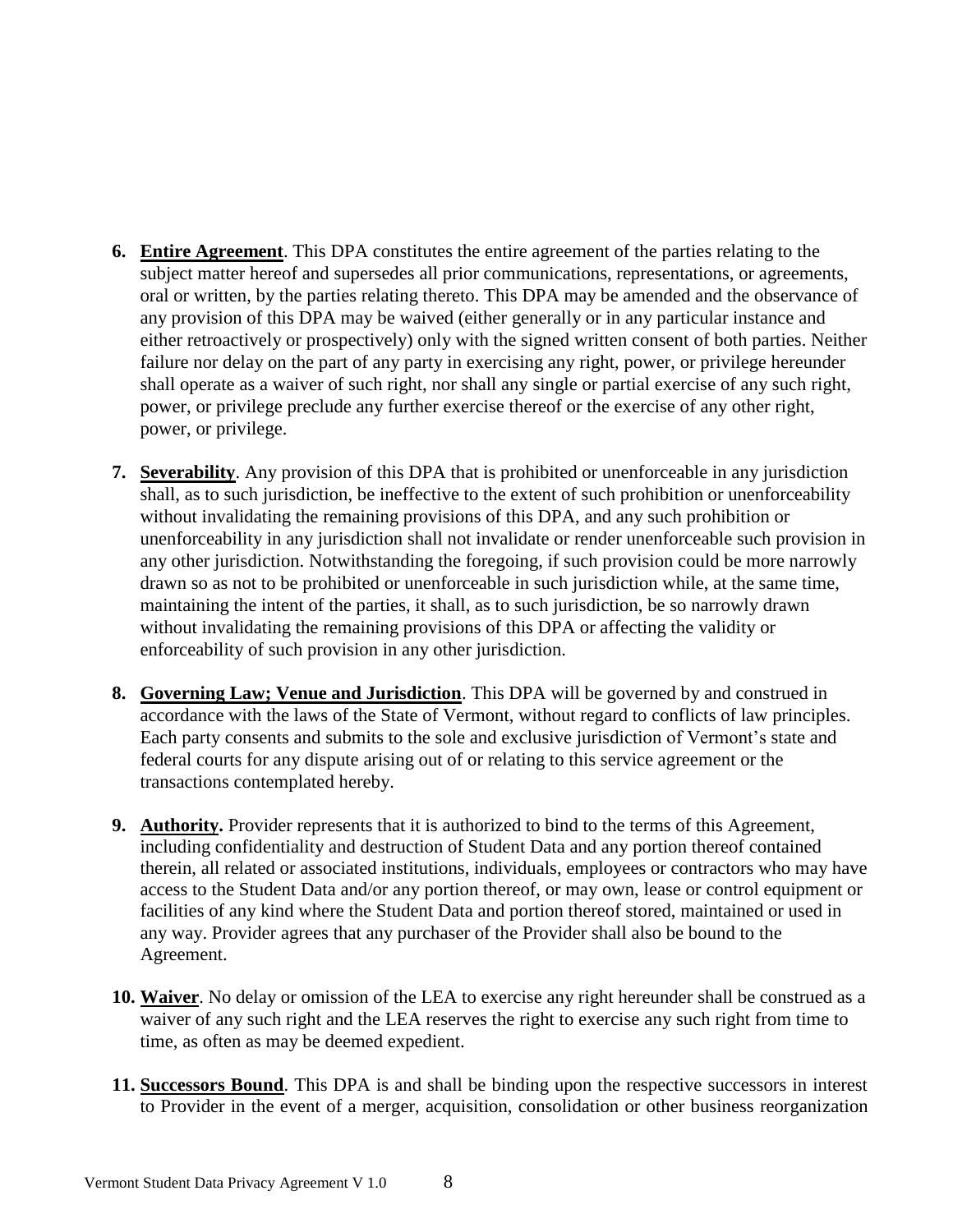6. **Entire Agreement**. This DPA constitutes the entire agreement of the parties relating to the subject matter hereof and supersedes all prior communications, representations, or agreements, oral or written, by the parties relating thereto. This DPA may be amended and the observance of any provision of this DPA may be waived (either generally or in any particular instance and either retroactively or prospectively) only with the signed written consent of both parties. Neither failure nor delay on the part of any party in exercising any right, power, or privilege hereunder shall operate as a waiver of such right, nor shall any single or partial exercise of any such right, power, or privilege preclude any further exercise thereof or the exercise of any other right, power, or privilege.

7. **Severability**. Any provision of this DPA that is prohibited or unenforceable in any jurisdiction shall, as to such jurisdiction, be ineffective to the extent of such prohibition or unenforceability without invalidating the remaining provisions of this DPA, and any such prohibition or unenforceability in any jurisdiction shall not invalidate or render unenforceable such provision in any other jurisdiction. Notwithstanding the foregoing, if such provision could be more narrowly drawn so as not to be prohibited or unenforceable in such jurisdiction while, at the same time, maintaining the intent of the parties, it shall, as to such jurisdiction, be so narrowly drawn without invalidating the remaining provisions of this DPA or affecting the validity or enforceability of such provision in any other jurisdiction.

8. **Governing Law; Venue and Jurisdiction**. This DPA will be governed by and construed in accordance with the laws of the State of Vermont, without regard to conflicts of law principles. Each party consents and submits to the sole and exclusive jurisdiction of Vermont's state and federal courts for any dispute arising out of or relating to this service agreement or the transactions contemplated hereby.

9. **Authority.** Provider represents that it is authorized to bind to the terms of this Agreement, including confidentiality and destruction of Student Data and any portion thereof contained therein, all related or associated institutions, individuals, employees or contractors who may have access to the Student Data and/or any portion thereof, or may own, lease or control equipment or facilities of any kind where the Student Data and portion thereof stored, maintained or used in any way. Provider agrees that any purchaser of the Provider shall also be bound to the Agreement.

10. **Waiver**. No delay or omission of the LEA to exercise any right hereunder shall be construed as a waiver of any such right and the LEA reserves the right to exercise any such right from time to time, as often as may be deemed expedient.

11. **Successors Bound**. This DPA is and shall be binding upon the respective successors in interest to Provider in the event of a merger, acquisition, consolidation or other business reorganization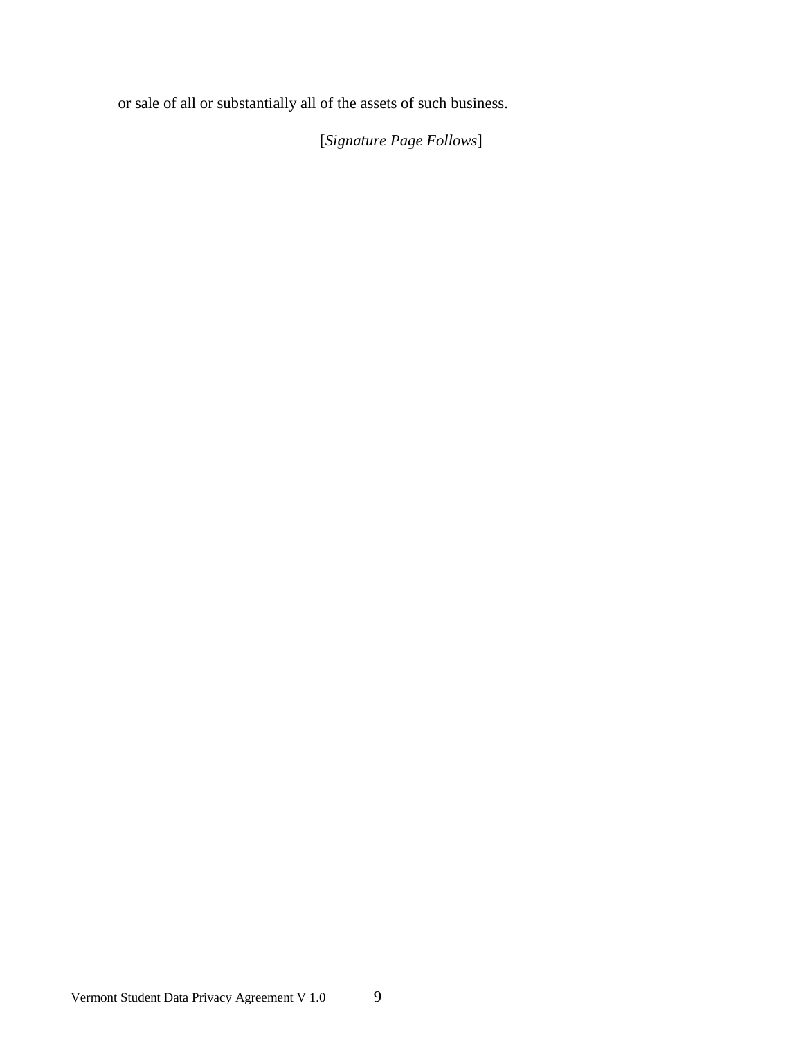or sale of all or substantially all of the assets of such business.

[*Signature Page Follows*]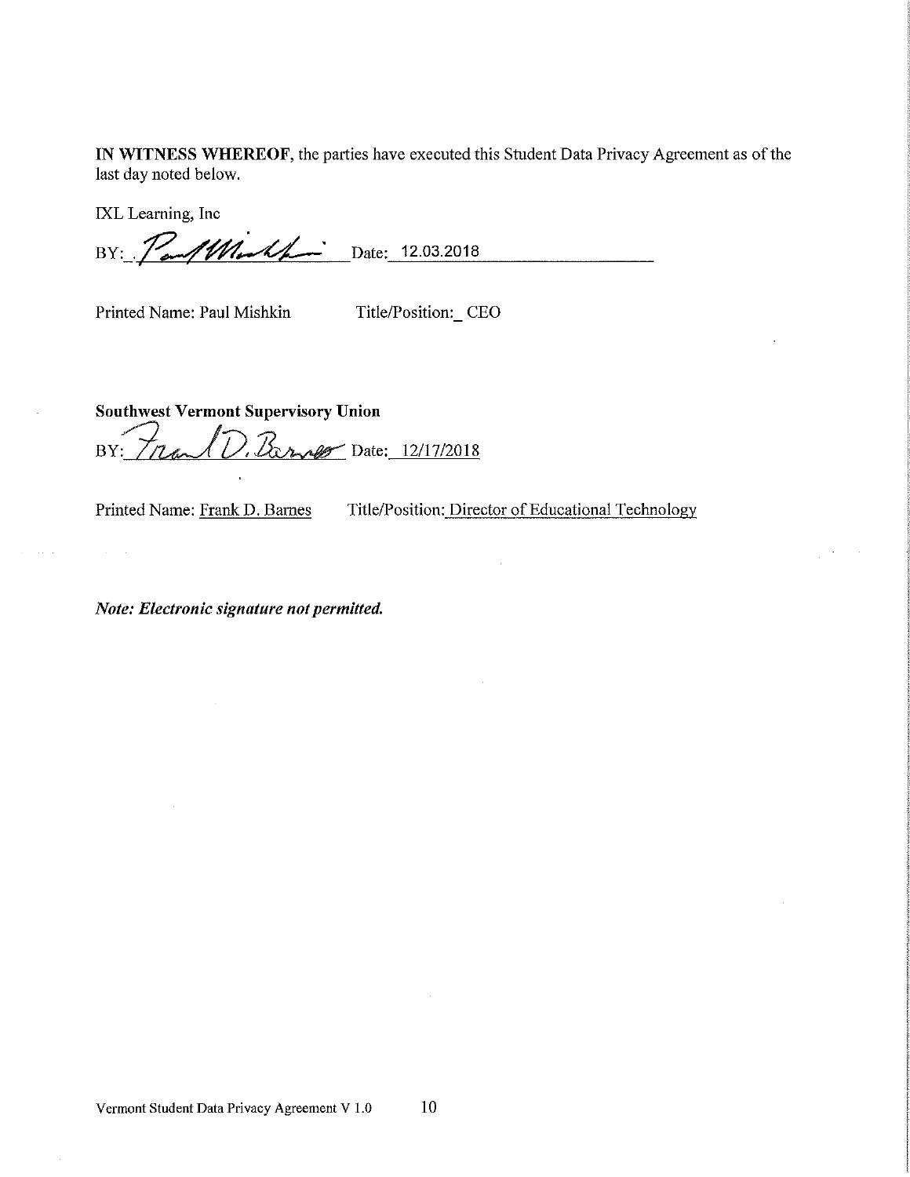**IN WITNESS WHEREOF**, the parties have executed this Student Data Privacy Agreement as of the last day noted below.

IXL Learning, Inc

BY: ________________ Date: 12.03.2018

Printed Name: Paul Mishkin Title/Position: CEO

**Southwest Vermont Supervisory Union**

BY: ________________ Date: 12/17/2018

Printed Name: Frank D. Barnes Title/Position: Director of Educational Technology

***Note: Electronic signature not permitted.***

Vermont Student Data Privacy Agreement V 1.0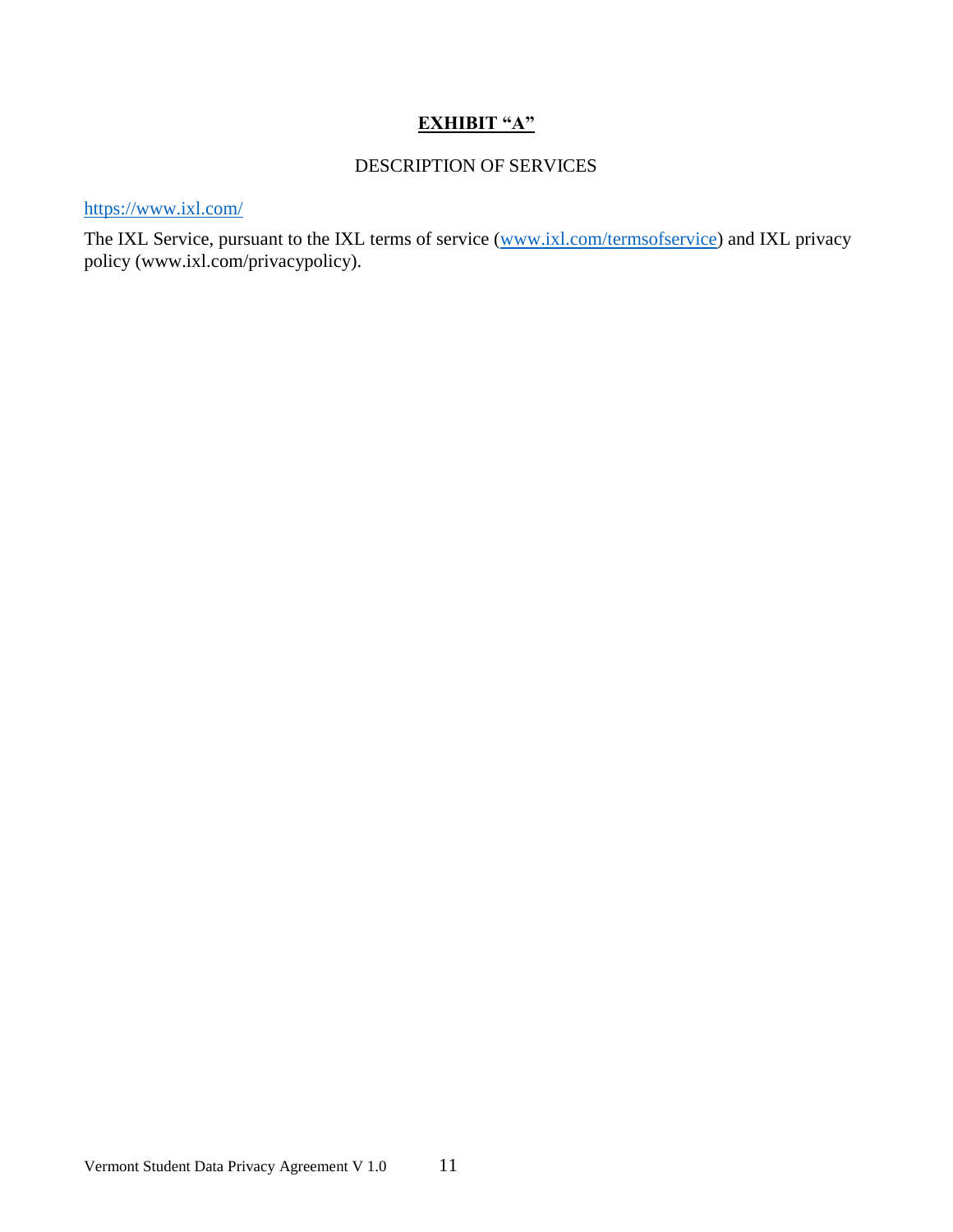# **EXHIBIT "A"**

DESCRIPTION OF SERVICES

https://www.ixl.com/

The IXL Service, pursuant to the IXL terms of service (www.ixl.com/termsofservice) and IXL privacy policy (www.ixl.com/privacypolicy).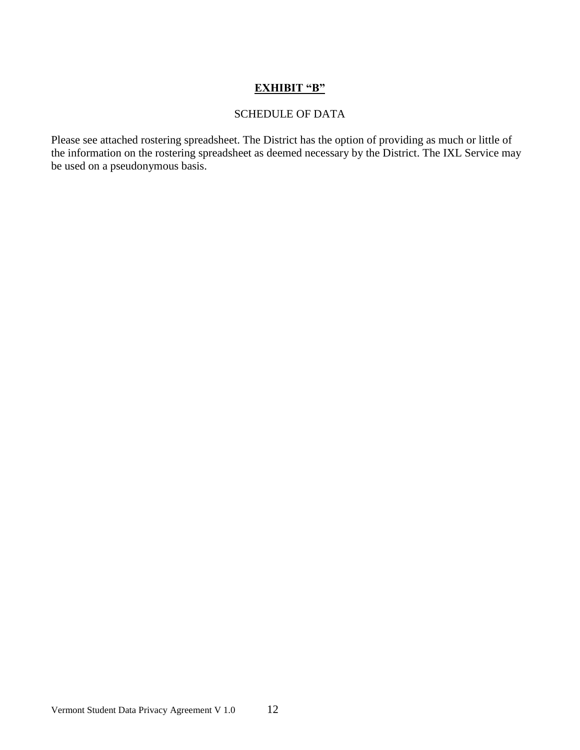# **EXHIBIT "B"**

SCHEDULE OF DATA

Please see attached rostering spreadsheet. The District has the option of providing as much or little of the information on the rostering spreadsheet as deemed necessary by the District. The IXL Service may be used on a pseudonymous basis.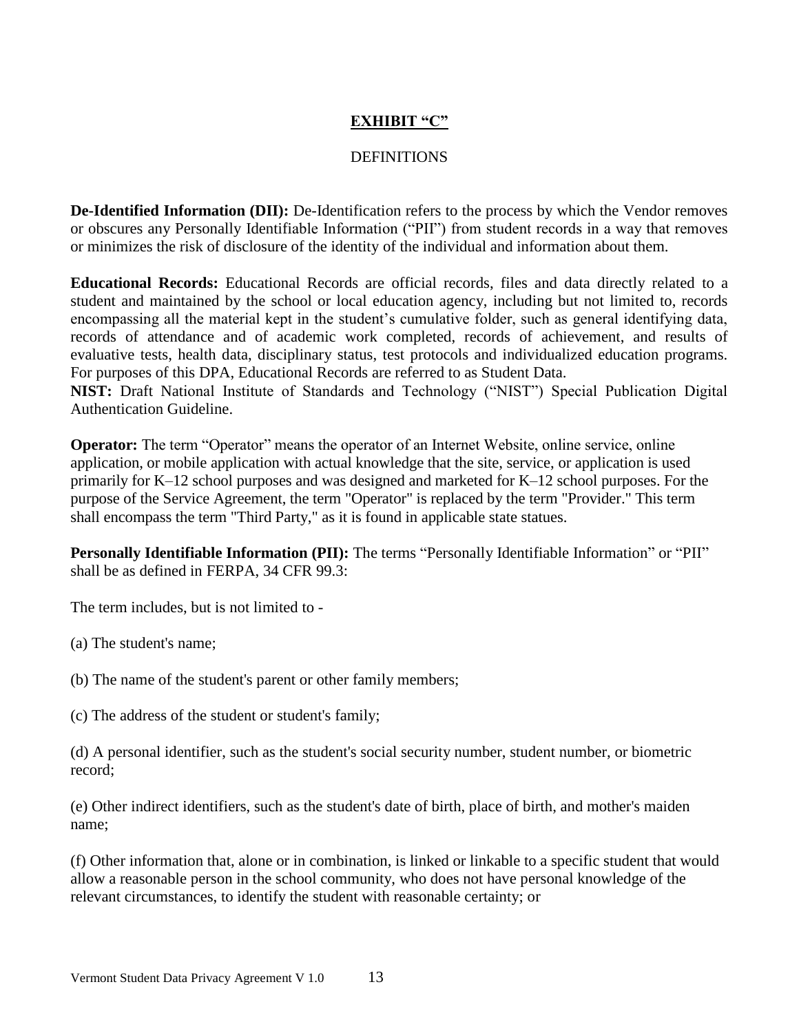# EXHIBIT "C"

DEFINITIONS

**De-Identified Information (DII):** De-Identification refers to the process by which the Vendor removes or obscures any Personally Identifiable Information ("PII") from student records in a way that removes or minimizes the risk of disclosure of the identity of the individual and information about them.

**Educational Records:** Educational Records are official records, files and data directly related to a student and maintained by the school or local education agency, including but not limited to, records encompassing all the material kept in the student's cumulative folder, such as general identifying data, records of attendance and of academic work completed, records of achievement, and results of evaluative tests, health data, disciplinary status, test protocols and individualized education programs. For purposes of this DPA, Educational Records are referred to as Student Data.

**NIST:** Draft National Institute of Standards and Technology ("NIST") Special Publication Digital Authentication Guideline.

**Operator:** The term "Operator" means the operator of an Internet Website, online service, online application, or mobile application with actual knowledge that the site, service, or application is used primarily for K–12 school purposes and was designed and marketed for K–12 school purposes. For the purpose of the Service Agreement, the term "Operator" is replaced by the term "Provider." This term shall encompass the term "Third Party," as it is found in applicable state statues.

**Personally Identifiable Information (PII):** The terms "Personally Identifiable Information" or "PII" shall be as defined in FERPA, 34 CFR 99.3:

The term includes, but is not limited to -

(a) The student's name;

(b) The name of the student's parent or other family members;

(c) The address of the student or student's family;

(d) A personal identifier, such as the student's social security number, student number, or biometric record;

(e) Other indirect identifiers, such as the student's date of birth, place of birth, and mother's maiden name;

(f) Other information that, alone or in combination, is linked or linkable to a specific student that would allow a reasonable person in the school community, who does not have personal knowledge of the relevant circumstances, to identify the student with reasonable certainty; or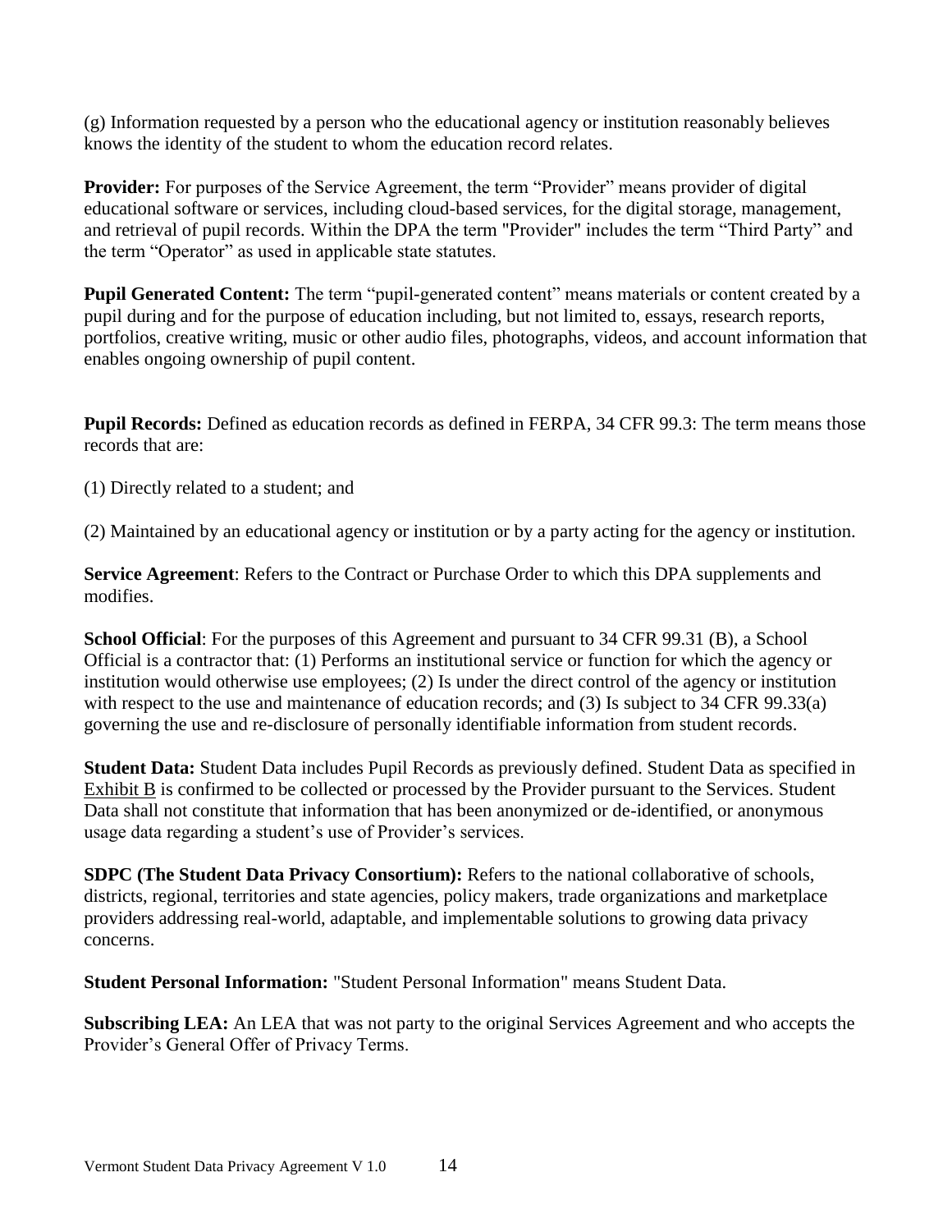(g) Information requested by a person who the educational agency or institution reasonably believes knows the identity of the student to whom the education record relates.

**Provider:** For purposes of the Service Agreement, the term "Provider" means provider of digital educational software or services, including cloud-based services, for the digital storage, management, and retrieval of pupil records. Within the DPA the term "Provider" includes the term "Third Party" and the term "Operator" as used in applicable state statutes.

**Pupil Generated Content:** The term "pupil-generated content" means materials or content created by a pupil during and for the purpose of education including, but not limited to, essays, research reports, portfolios, creative writing, music or other audio files, photographs, videos, and account information that enables ongoing ownership of pupil content.

**Pupil Records:** Defined as education records as defined in FERPA, 34 CFR 99.3: The term means those records that are:

(1) Directly related to a student; and

(2) Maintained by an educational agency or institution or by a party acting for the agency or institution.

**Service Agreement**: Refers to the Contract or Purchase Order to which this DPA supplements and modifies.

**School Official**: For the purposes of this Agreement and pursuant to 34 CFR 99.31 (B), a School Official is a contractor that: (1) Performs an institutional service or function for which the agency or institution would otherwise use employees; (2) Is under the direct control of the agency or institution with respect to the use and maintenance of education records; and (3) Is subject to 34 CFR 99.33(a) governing the use and re-disclosure of personally identifiable information from student records.

**Student Data:** Student Data includes Pupil Records as previously defined. Student Data as specified in Exhibit B is confirmed to be collected or processed by the Provider pursuant to the Services. Student Data shall not constitute that information that has been anonymized or de-identified, or anonymous usage data regarding a student's use of Provider's services.

**SDPC (The Student Data Privacy Consortium):** Refers to the national collaborative of schools, districts, regional, territories and state agencies, policy makers, trade organizations and marketplace providers addressing real-world, adaptable, and implementable solutions to growing data privacy concerns.

**Student Personal Information:** "Student Personal Information" means Student Data.

**Subscribing LEA:** An LEA that was not party to the original Services Agreement and who accepts the Provider's General Offer of Privacy Terms.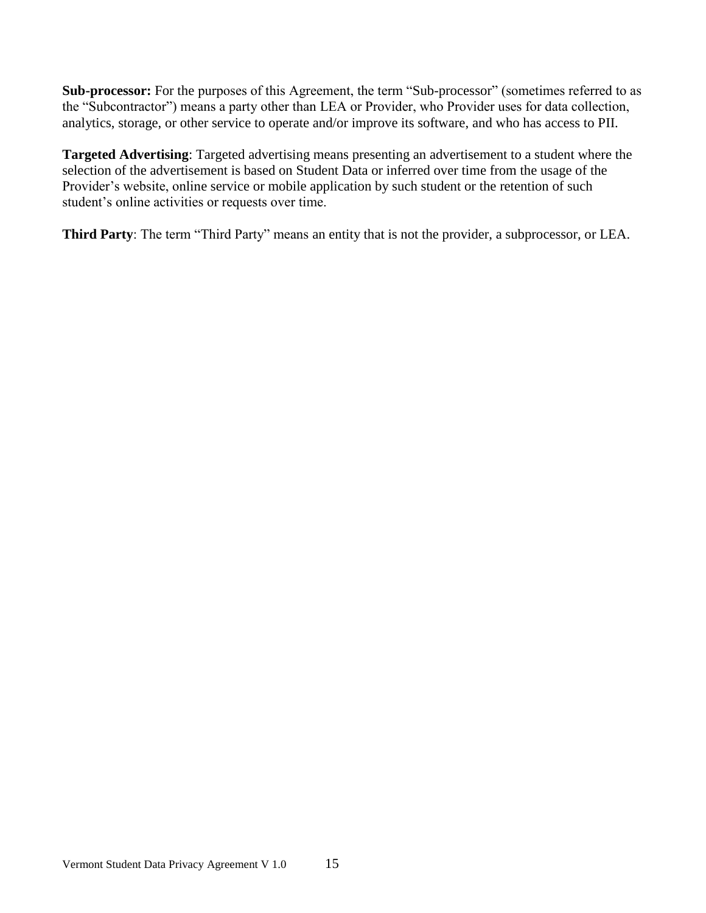**Sub-processor:** For the purposes of this Agreement, the term “Sub-processor” (sometimes referred to as the “Subcontractor”) means a party other than LEA or Provider, who Provider uses for data collection, analytics, storage, or other service to operate and/or improve its software, and who has access to PII.

**Targeted Advertising**: Targeted advertising means presenting an advertisement to a student where the selection of the advertisement is based on Student Data or inferred over time from the usage of the Provider’s website, online service or mobile application by such student or the retention of such student’s online activities or requests over time.

**Third Party**: The term “Third Party” means an entity that is not the provider, a subprocessor, or LEA.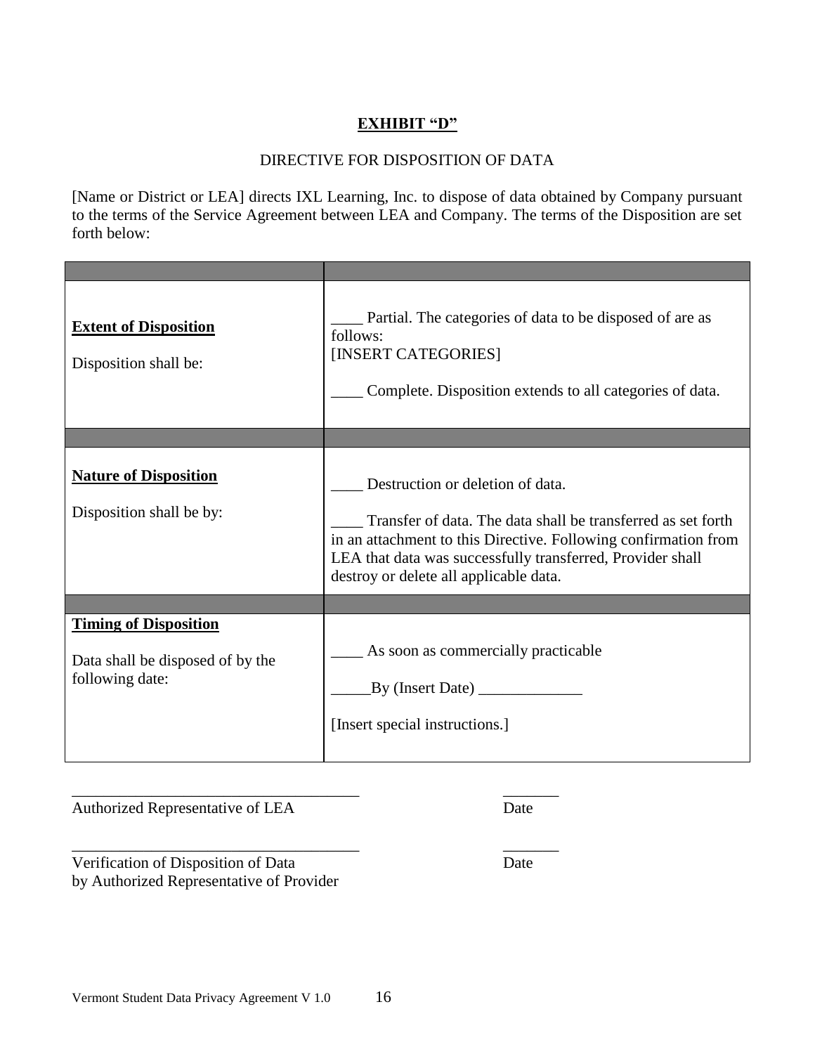**EXHIBIT "D"**

DIRECTIVE FOR DISPOSITION OF DATA

[Name or District or LEA] directs IXL Learning, Inc. to dispose of data obtained by Company pursuant to the terms of the Service Agreement between LEA and Company. The terms of the Disposition are set forth below:

| | |
|---|---|
| **Extent of Disposition**<br><br>Disposition shall be: | ____ Partial. The categories of data to be disposed of are as follows:<br>[INSERT CATEGORIES]<br><br>____ Complete. Disposition extends to all categories of data. |
| | |
| **Nature of Disposition**<br><br>Disposition shall be by: | ____ Destruction or deletion of data.<br><br>____ Transfer of data. The data shall be transferred as set forth in an attachment to this Directive. Following confirmation from LEA that data was successfully transferred, Provider shall destroy or delete all applicable data. |
| | |
| **Timing of Disposition**<br><br>Data shall be disposed of by the following date: | ____ As soon as commercially practicable<br><br>_____By (Insert Date) _____________<br><br>[Insert special instructions.] |

____________________________________ _______
Authorized Representative of LEA Date

____________________________________ _______
Verification of Disposition of Data Date
by Authorized Representative of Provider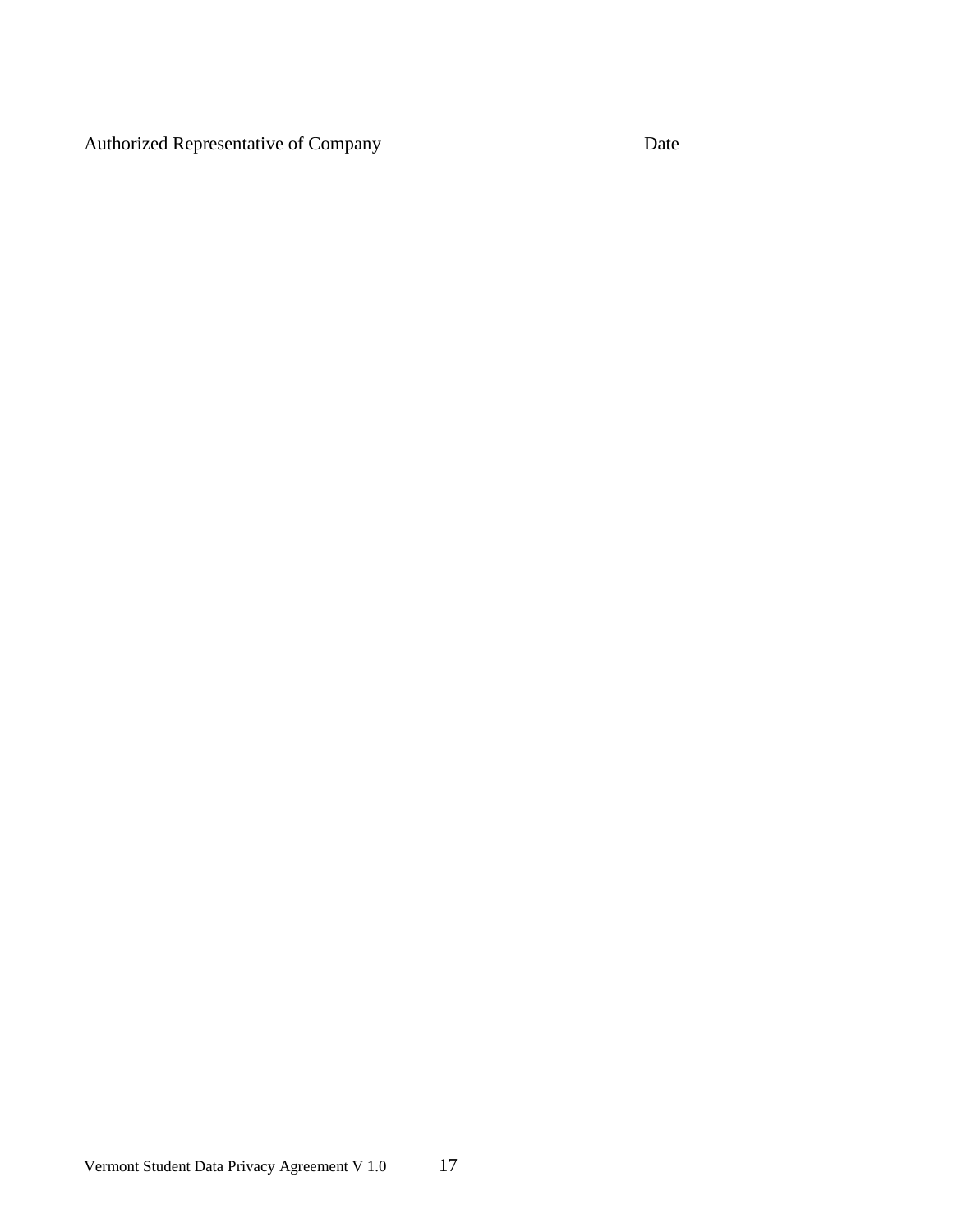Authorized Representative of Company Date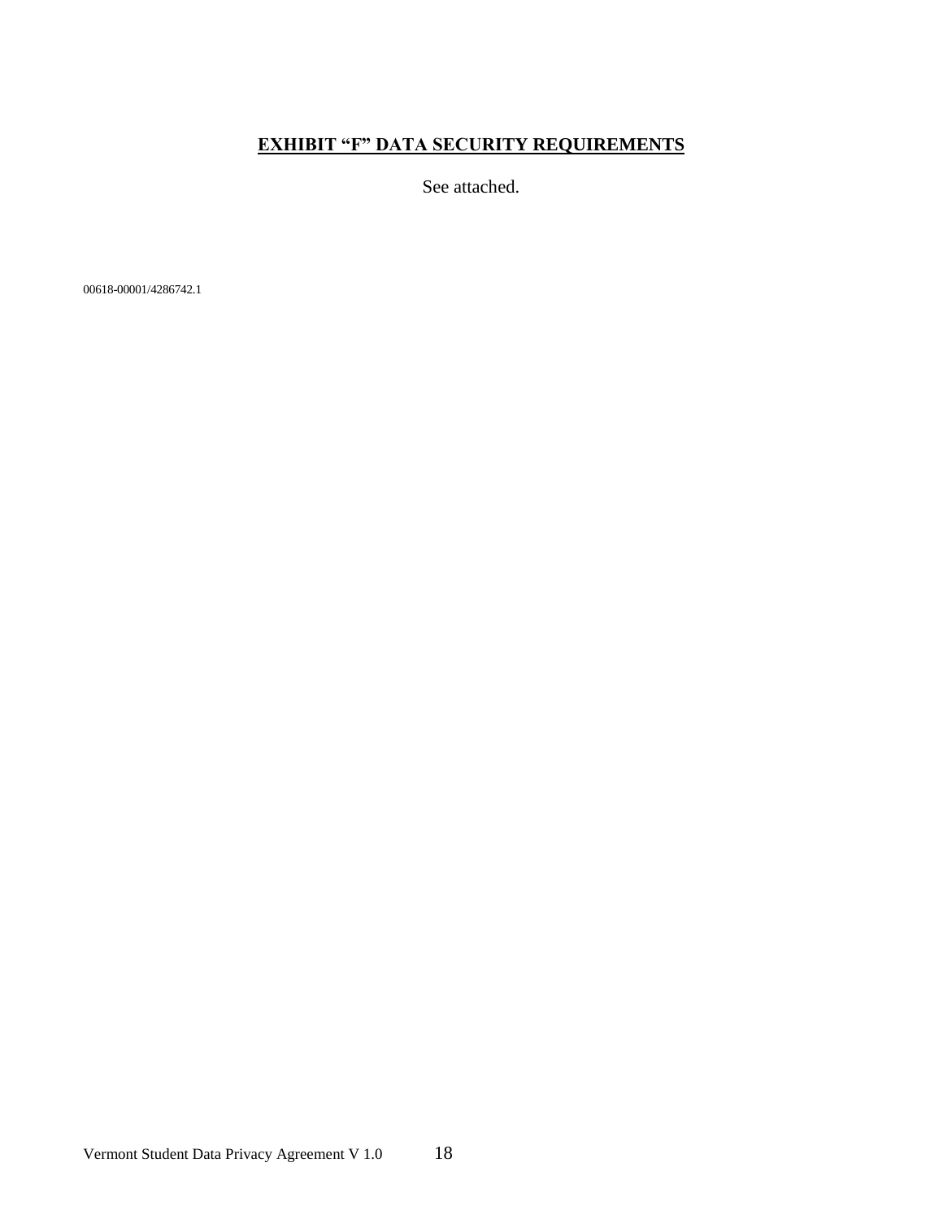# EXHIBIT "F" DATA SECURITY REQUIREMENTS

See attached.

00618-00001/4286742.1